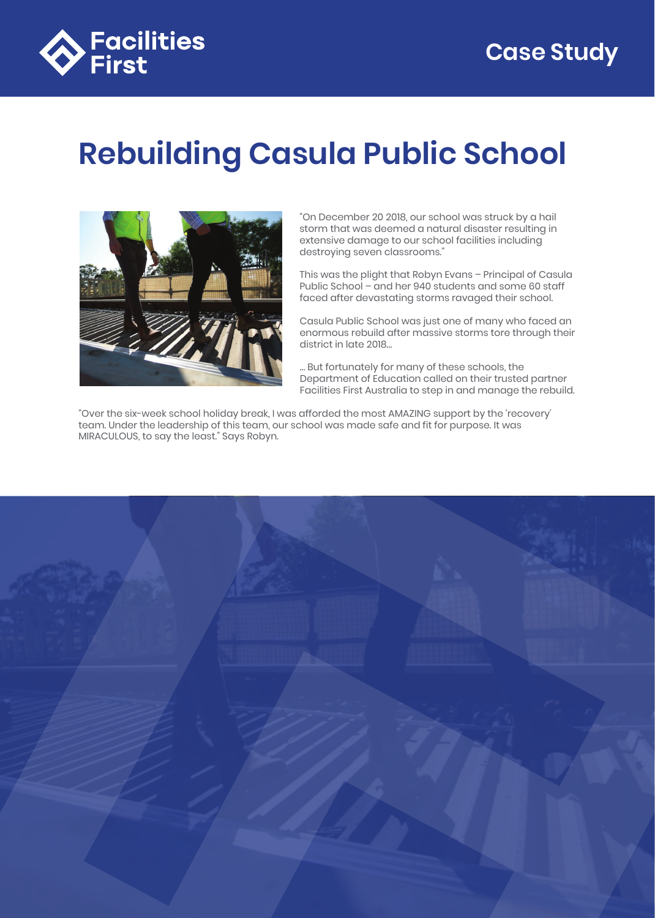Facilities First

Case Study

# Rebuilding Casula Public School

"On December 20 2018, our school was struck by a hail storm that was deemed a natural disaster resulting in extensive damage to our school facilities including destroying seven classrooms."

This was the plight that Robyn Evans – Principal of Casula Public School – and her 940 students and some 60 staff faced after devastating storms ravaged their school.

Casula Public School was just one of many who faced an enormous rebuild after massive storms tore through their district in late 2018...

... But fortunately for many of these schools, the Department of Education called on their trusted partner Facilities First Australia to step in and manage the rebuild.

"Over the six-week school holiday break, I was afforded the most AMAZING support by the 'recovery' team. Under the leadership of this team, our school was made safe and fit for purpose. It was MIRACULOUS, to say the least." Says Robyn.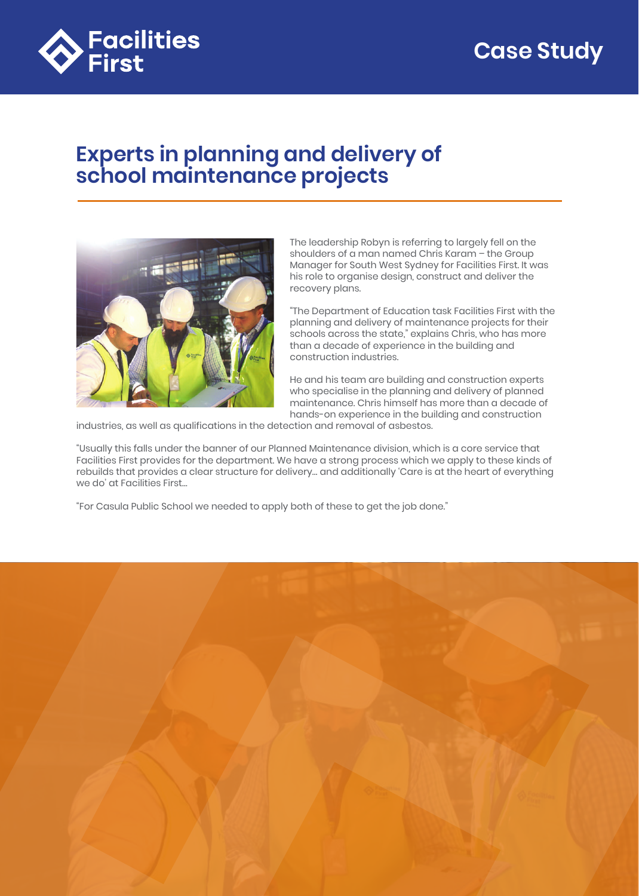# Experts in planning and delivery of school maintenance projects

The leadership Robyn is referring to largely fell on the shoulders of a man named Chris Karam – the Group Manager for South West Sydney for Facilities First. It was his role to organise design, construct and deliver the recovery plans.

"The Department of Education task Facilities First with the planning and delivery of maintenance projects for their schools across the state," explains Chris, who has more than a decade of experience in the building and construction industries.

He and his team are building and construction experts who specialise in the planning and delivery of planned maintenance. Chris himself has more than a decade of hands-on experience in the building and construction industries, as well as qualifications in the detection and removal of asbestos.

"Usually this falls under the banner of our Planned Maintenance division, which is a core service that Facilities First provides for the department. We have a strong process which we apply to these kinds of rebuilds that provides a clear structure for delivery... and additionally 'Care is at the heart of everything we do' at Facilities First...

"For Casula Public School we needed to apply both of these to get the job done."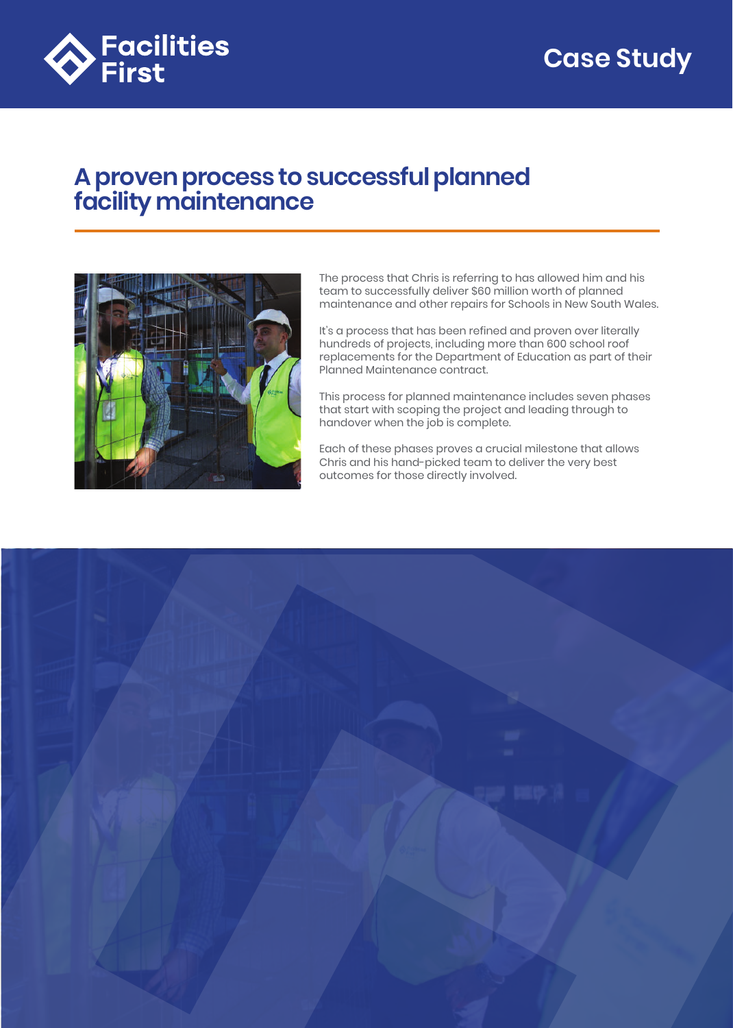Facilities First

Case Study

# A proven process to successful planned facility maintenance

The process that Chris is referring to has allowed him and his team to successfully deliver $60 million worth of planned maintenance and other repairs for Schools in New South Wales.

It's a process that has been refined and proven over literally hundreds of projects, including more than 600 school roof replacements for the Department of Education as part of their Planned Maintenance contract.

This process for planned maintenance includes seven phases that start with scoping the project and leading through to handover when the job is complete.

Each of these phases proves a crucial milestone that allows Chris and his hand-picked team to deliver the very best outcomes for those directly involved.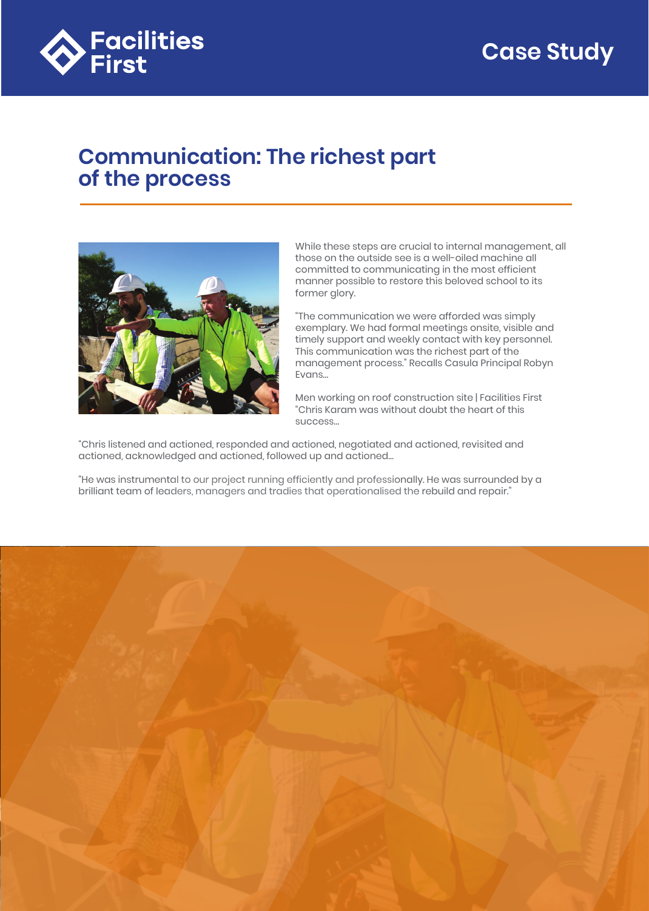Facilities First

Case Study

# Communication: The richest part of the process

While these steps are crucial to internal management, all those on the outside see is a well-oiled machine all committed to communicating in the most efficient manner possible to restore this beloved school to its former glory.

"The communication we were afforded was simply exemplary. We had formal meetings onsite, visible and timely support and weekly contact with key personnel. This communication was the richest part of the management process." Recalls Casula Principal Robyn Evans...

Men working on roof construction site | Facilities First
"Chris Karam was without doubt the heart of this success...

"Chris listened and actioned, responded and actioned, negotiated and actioned, revisited and actioned, acknowledged and actioned, followed up and actioned...

"He was instrumental to our project running efficiently and professionally. He was surrounded by a brilliant team of leaders, managers and tradies that operationalised the rebuild and repair."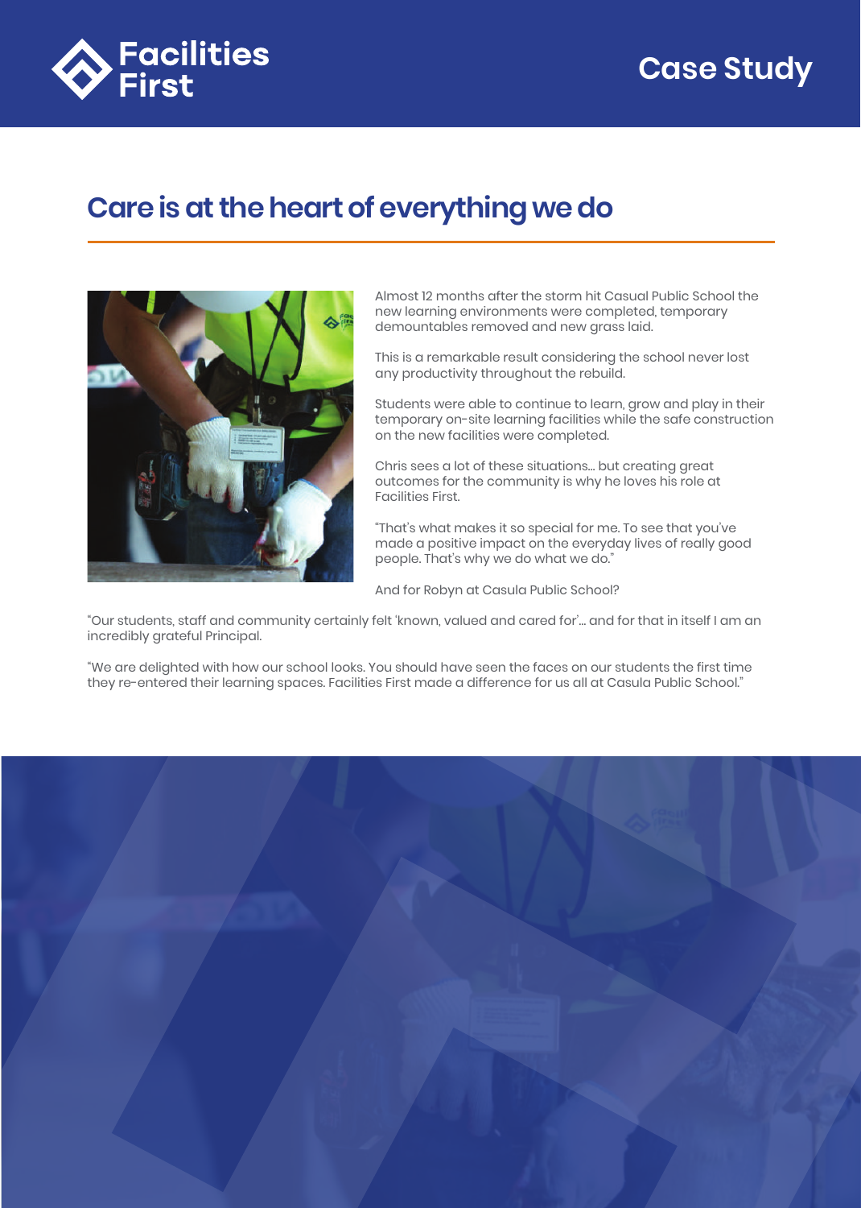Facilities First

Case Study

## Care is at the heart of everything we do

Almost 12 months after the storm hit Casual Public School the new learning environments were completed, temporary demountables removed and new grass laid.

This is a remarkable result considering the school never lost any productivity throughout the rebuild.

Students were able to continue to learn, grow and play in their temporary on-site learning facilities while the safe construction on the new facilities were completed.

Chris sees a lot of these situations... but creating great outcomes for the community is why he loves his role at Facilities First.

“That’s what makes it so special for me. To see that you’ve made a positive impact on the everyday lives of really good people. That’s why we do what we do.”

And for Robyn at Casula Public School?

“Our students, staff and community certainly felt ‘known, valued and cared for’... and for that in itself I am an incredibly grateful Principal.

“We are delighted with how our school looks. You should have seen the faces on our students the first time they re-entered their learning spaces. Facilities First made a difference for us all at Casula Public School.”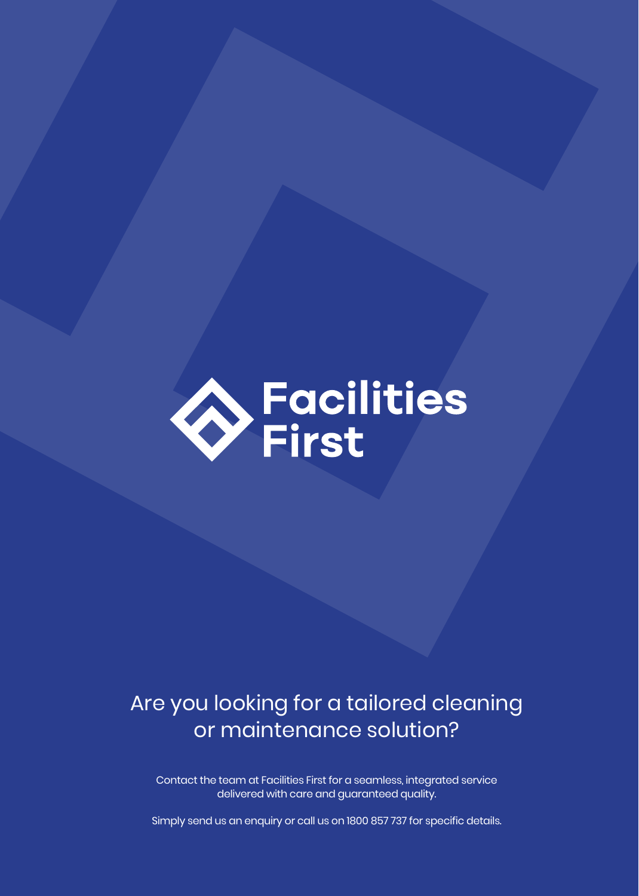# Facilities First

## Are you looking for a tailored cleaning or maintenance solution?

Contact the team at Facilities First for a seamless, integrated service delivered with care and guaranteed quality.

Simply send us an enquiry or call us on 1800 857 737 for specific details.